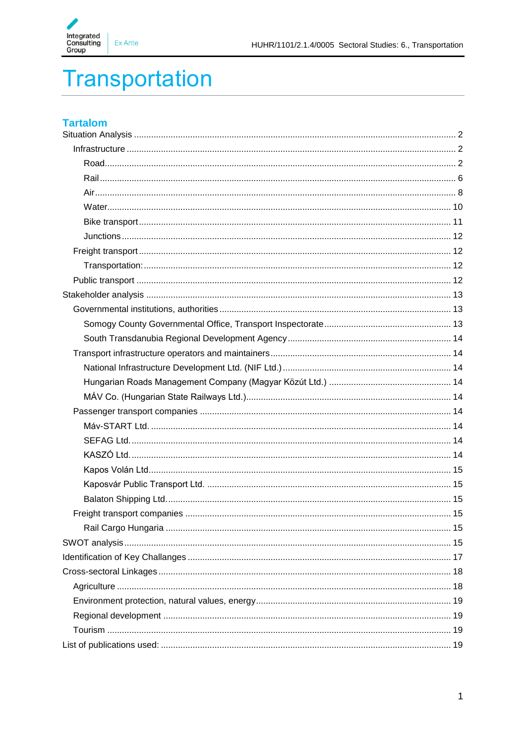# Transportation

## Tartalom

- Situation Analysis ..... 2
  - Infrastructure ..... 2
    - Road ..... 2
    - Rail ..... 6
    - Air ..... 8
    - Water ..... 10
    - Bike transport ..... 11
    - Junctions ..... 12
  - Freight transport ..... 12
    - Transportation: ..... 12
  - Public transport ..... 12
- Stakeholder analysis ..... 13
  - Governmental institutions, authorities ..... 13
    - Somogy County Governmental Office, Transport Inspectorate ..... 13
    - South Transdanubia Regional Development Agency ..... 14
  - Transport infrastructure operators and maintainers ..... 14
    - National Infrastructure Development Ltd. (NIF Ltd.) ..... 14
    - Hungarian Roads Management Company (Magyar Közút Ltd.) ..... 14
    - MÁV Co. (Hungarian State Railways Ltd.) ..... 14
  - Passenger transport companies ..... 14
    - Máv-START Ltd. ..... 14
    - SEFAG Ltd. ..... 14
    - KASZÓ Ltd. ..... 14
    - Kapos Volán Ltd. ..... 15
    - Kaposvár Public Transport Ltd. ..... 15
    - Balaton Shipping Ltd. ..... 15
  - Freight transport companies ..... 15
    - Rail Cargo Hungaria ..... 15
- SWOT analysis ..... 15
- Identification of Key Challanges ..... 17
- Cross-sectoral Linkages ..... 18
  - Agriculture ..... 18
  - Environment protection, natural values, energy ..... 19
  - Regional development ..... 19
  - Tourism ..... 19
- List of publications used: ..... 19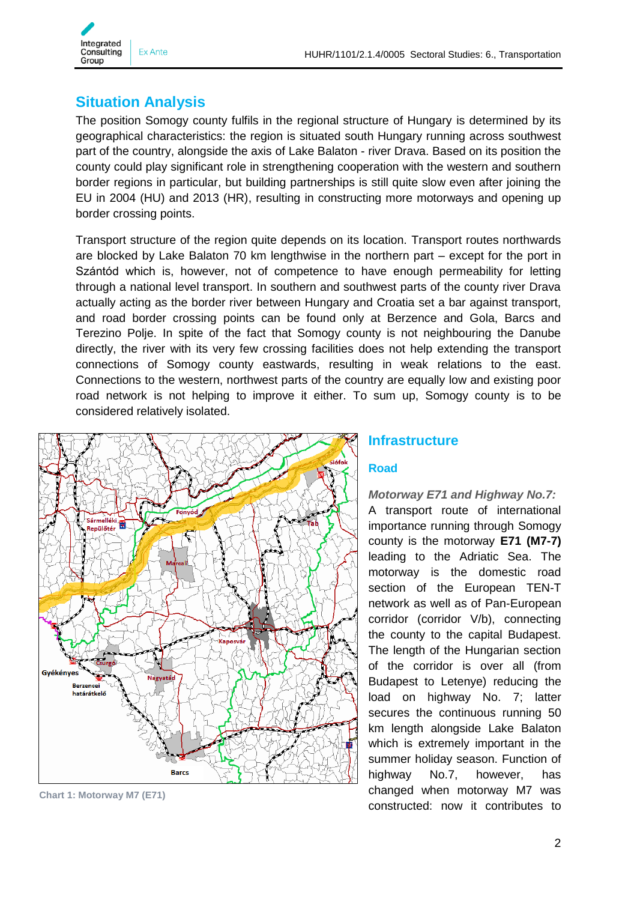## Situation Analysis

The position Somogy county fulfils in the regional structure of Hungary is determined by its geographical characteristics: the region is situated south Hungary running across southwest part of the country, alongside the axis of Lake Balaton - river Drava. Based on its position the county could play significant role in strengthening cooperation with the western and southern border regions in particular, but building partnerships is still quite slow even after joining the EU in 2004 (HU) and 2013 (HR), resulting in constructing more motorways and opening up border crossing points.

Transport structure of the region quite depends on its location. Transport routes northwards are blocked by Lake Balaton 70 km lengthwise in the northern part – except for the port in Szántód which is, however, not of competence to have enough permeability for letting through a national level transport. In southern and southwest parts of the county river Drava actually acting as the border river between Hungary and Croatia set a bar against transport, and road border crossing points can be found only at Berzence and Gola, Barcs and Terezino Polje. In spite of the fact that Somogy county is not neighbouring the Danube directly, the river with its very few crossing facilities does not help extending the transport connections of Somogy county eastwards, resulting in weak relations to the east. Connections to the western, northwest parts of the country are equally low and existing poor road network is not helping to improve it either. To sum up, Somogy county is to be considered relatively isolated.

Chart 1: Motorway M7 (E71)

## Infrastructure

### Road

*Motorway E71 and Highway No.7:*
A transport route of international importance running through Somogy county is the motorway **E71 (M7-7)** leading to the Adriatic Sea. The motorway is the domestic road section of the European TEN-T network as well as of Pan-European corridor (corridor V/b), connecting the county to the capital Budapest. The length of the Hungarian section of the corridor is over all (from Budapest to Letenye) reducing the load on highway No. 7; latter secures the continuous running 50 km length alongside Lake Balaton which is extremely important in the summer holiday season. Function of highway No.7, however, has changed when motorway M7 was constructed: now it contributes to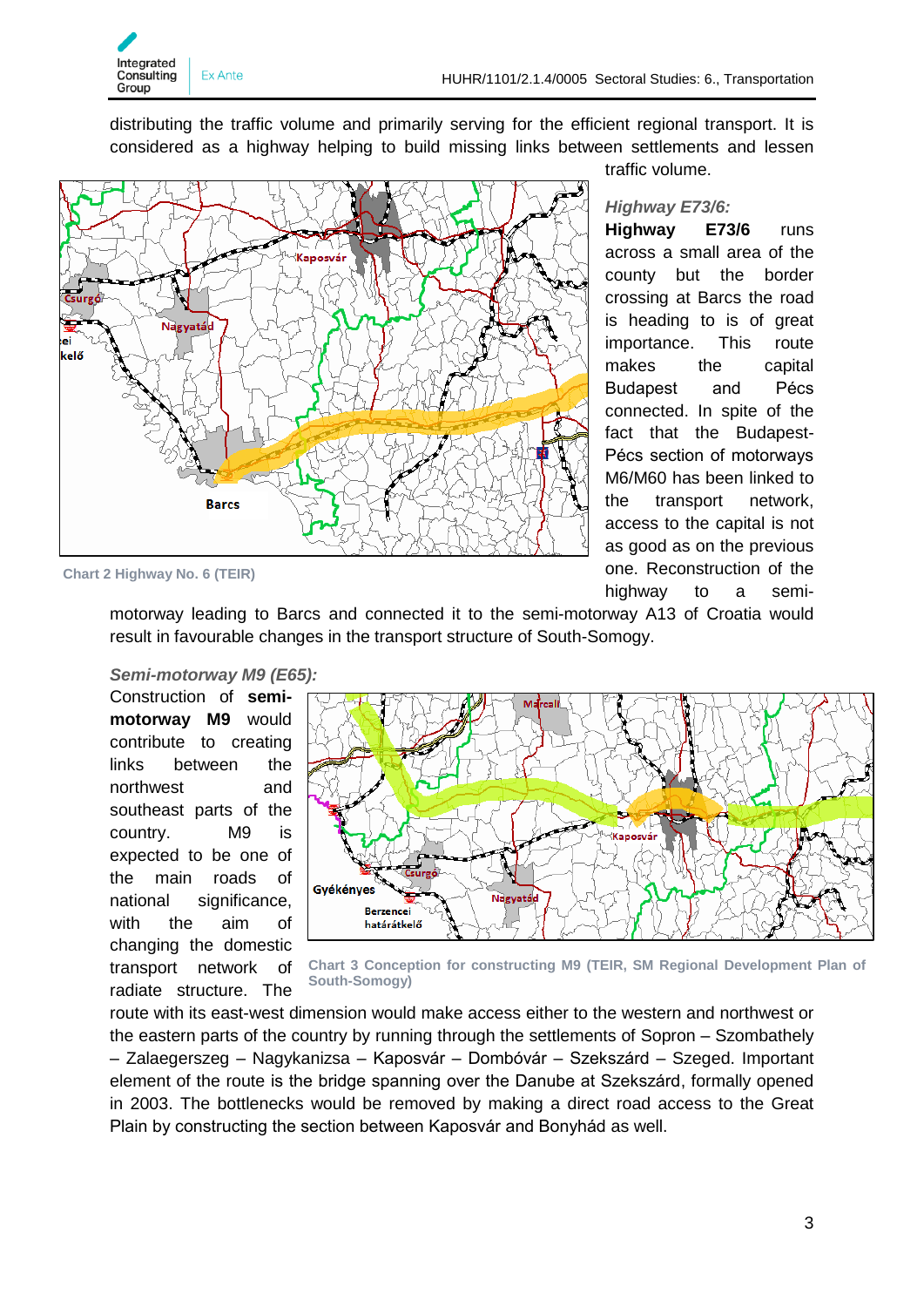distributing the traffic volume and primarily serving for the efficient regional transport. It is considered as a highway helping to build missing links between settlements and lessen traffic volume.

Chart 2 Highway No. 6 (TEIR)

*Highway E73/6:*

**Highway E73/6** runs across a small area of the county but the border crossing at Barcs the road is heading to is of great importance. This route makes the capital Budapest and Pécs connected. In spite of the fact that the Budapest-Pécs section of motorways M6/M60 has been linked to the transport network, access to the capital is not as good as on the previous one. Reconstruction of the highway to a semi-motorway leading to Barcs and connected it to the semi-motorway A13 of Croatia would result in favourable changes in the transport structure of South-Somogy.

*Semi-motorway M9 (E65):*

Construction of **semi-motorway M9** would contribute to creating links between the northwest and southeast parts of the country. M9 is expected to be one of the main roads of national significance, with the aim of changing the domestic transport network of radiate structure. The route with its east-west dimension would make access either to the western and northwest or the eastern parts of the country by running through the settlements of Sopron – Szombathely – Zalaegerszeg – Nagykanizsa – Kaposvár – Dombóvár – Szekszárd – Szeged. Important element of the route is the bridge spanning over the Danube at Szekszárd, formally opened in 2003. The bottlenecks would be removed by making a direct road access to the Great Plain by constructing the section between Kaposvár and Bonyhád as well.

Chart 3 Conception for constructing M9 (TEIR, SM Regional Development Plan of South-Somogy)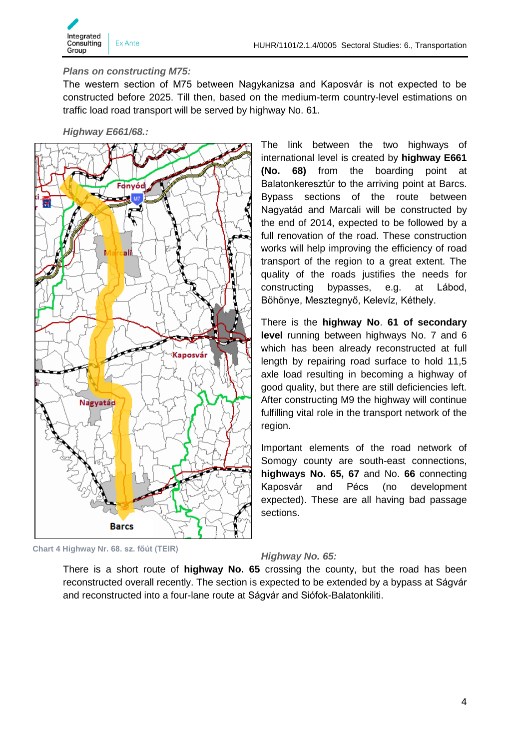*Plans on constructing M75:*

The western section of M75 between Nagykanizsa and Kaposvár is not expected to be constructed before 2025. Till then, based on the medium-term country-level estimations on traffic load road transport will be served by highway No. 61.

*Highway E661/68.:*

The link between the two highways of international level is created by **highway E661 (No. 68)** from the boarding point at Balatonkeresztúr to the arriving point at Barcs. Bypass sections of the route between Nagyatád and Marcali will be constructed by the end of 2014, expected to be followed by a full renovation of the road. These construction works will help improving the efficiency of road transport of the region to a great extent. The quality of the roads justifies the needs for constructing bypasses, e.g. at Lábod, Böhönye, Mesztegnyő, Kelevíz, Kéthely.

There is the **highway No**. **61 of secondary level** running between highways No. 7 and 6 which has been already reconstructed at full length by repairing road surface to hold 11,5 axle load resulting in becoming a highway of good quality, but there are still deficiencies left. After constructing M9 the highway will continue fulfilling vital role in the transport network of the region.

Important elements of the road network of Somogy county are south-east connections, **highways No. 65, 67** and No. **66** connecting Kaposvár and Pécs (no development expected). These are all having bad passage sections.

Chart 4 Highway Nr. 68. sz. főút (TEIR)

*Highway No. 65:*

There is a short route of **highway No. 65** crossing the county, but the road has been reconstructed overall recently. The section is expected to be extended by a bypass at Ságvár and reconstructed into a four-lane route at Ságvár and Siófok-Balatonkiliti.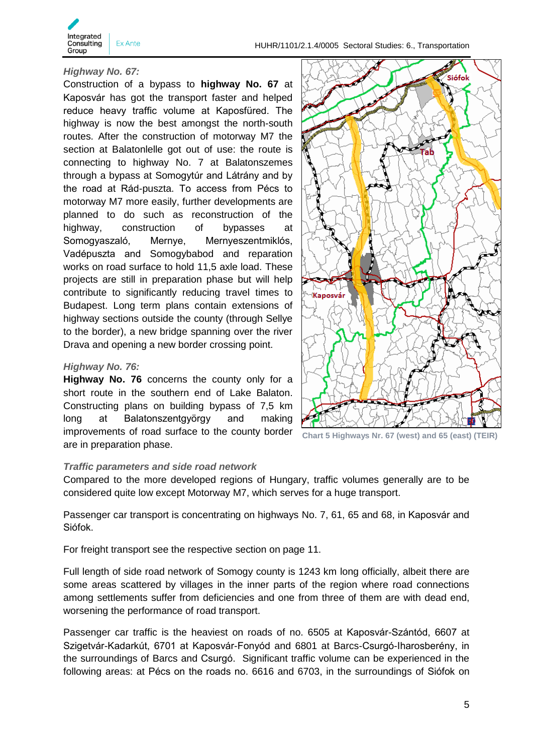*Highway No. 67:*

Construction of a bypass to **highway No. 67** at Kaposvár has got the transport faster and helped reduce heavy traffic volume at Kaposfüred. The highway is now the best amongst the north-south routes. After the construction of motorway M7 the section at Balatonlelle got out of use: the route is connecting to highway No. 7 at Balatonszemes through a bypass at Somogytúr and Látrány and by the road at Rád-puszta. To access from Pécs to motorway M7 more easily, further developments are planned to do such as reconstruction of the highway, construction of bypasses at Somogyaszaló, Mernye, Mernyeszentmiklós, Vadépuszta and Somogybabod and reparation works on road surface to hold 11,5 axle load. These projects are still in preparation phase but will help contribute to significantly reducing travel times to Budapest. Long term plans contain extensions of highway sections outside the county (through Sellye to the border), a new bridge spanning over the river Drava and opening a new border crossing point.

*Highway No. 76:*

**Highway No. 76** concerns the county only for a short route in the southern end of Lake Balaton. Constructing plans on building bypass of 7,5 km long at Balatonszentgyörgy and making improvements of road surface to the county border are in preparation phase.

Chart 5 Highways Nr. 67 (west) and 65 (east) (TEIR)

*Traffic parameters and side road network*

Compared to the more developed regions of Hungary, traffic volumes generally are to be considered quite low except Motorway M7, which serves for a huge transport.

Passenger car transport is concentrating on highways No. 7, 61, 65 and 68, in Kaposvár and Siófok.

For freight transport see the respective section on page 11.

Full length of side road network of Somogy county is 1243 km long officially, albeit there are some areas scattered by villages in the inner parts of the region where road connections among settlements suffer from deficiencies and one from three of them are with dead end, worsening the performance of road transport.

Passenger car traffic is the heaviest on roads of no. 6505 at Kaposvár-Szántód, 6607 at Szigetvár-Kadarkút, 6701 at Kaposvár-Fonyód and 6801 at Barcs-Csurgó-Iharosberény, in the surroundings of Barcs and Csurgó. Significant traffic volume can be experienced in the following areas: at Pécs on the roads no. 6616 and 6703, in the surroundings of Siófok on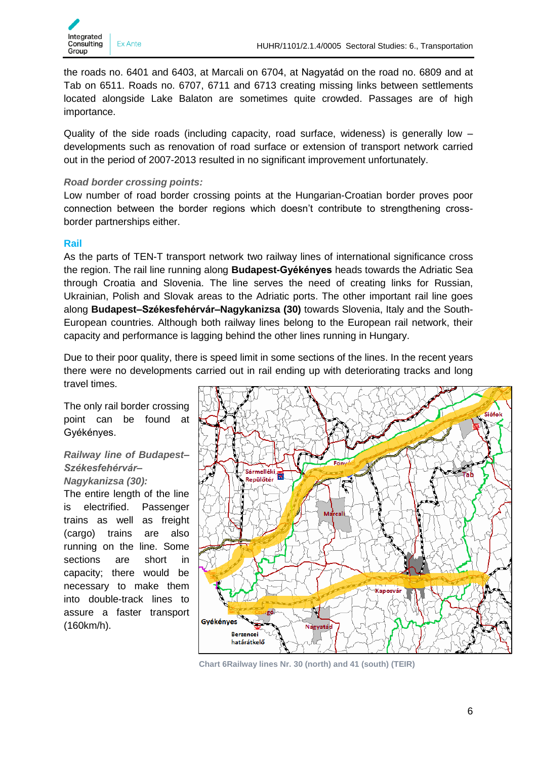the roads no. 6401 and 6403, at Marcali on 6704, at Nagyatád on the road no. 6809 and at Tab on 6511. Roads no. 6707, 6711 and 6713 creating missing links between settlements located alongside Lake Balaton are sometimes quite crowded. Passages are of high importance.

Quality of the side roads (including capacity, road surface, wideness) is generally low – developments such as renovation of road surface or extension of transport network carried out in the period of 2007-2013 resulted in no significant improvement unfortunately.

***Road border crossing points:***

Low number of road border crossing points at the Hungarian-Croatian border proves poor connection between the border regions which doesn't contribute to strengthening cross-border partnerships either.

### Rail

As the parts of TEN-T transport network two railway lines of international significance cross the region. The rail line running along **Budapest-Gyékényes** heads towards the Adriatic Sea through Croatia and Slovenia. The line serves the need of creating links for Russian, Ukrainian, Polish and Slovak areas to the Adriatic ports. The other important rail line goes along **Budapest–Székesfehérvár–Nagykanizsa (30)** towards Slovenia, Italy and the South-European countries. Although both railway lines belong to the European rail network, their capacity and performance is lagging behind the other lines running in Hungary.

Due to their poor quality, there is speed limit in some sections of the lines. In the recent years there were no developments carried out in rail ending up with deteriorating tracks and long travel times.

The only rail border crossing point can be found at Gyékényes.

***Railway line of Budapest–Székesfehérvár–Nagykanizsa (30):***

The entire length of the line is electrified. Passenger trains as well as freight (cargo) trains are also running on the line. Some sections are short in capacity; there would be necessary to make them into double-track lines to assure a faster transport (160km/h).

Chart 6Railway lines Nr. 30 (north) and 41 (south) (TEIR)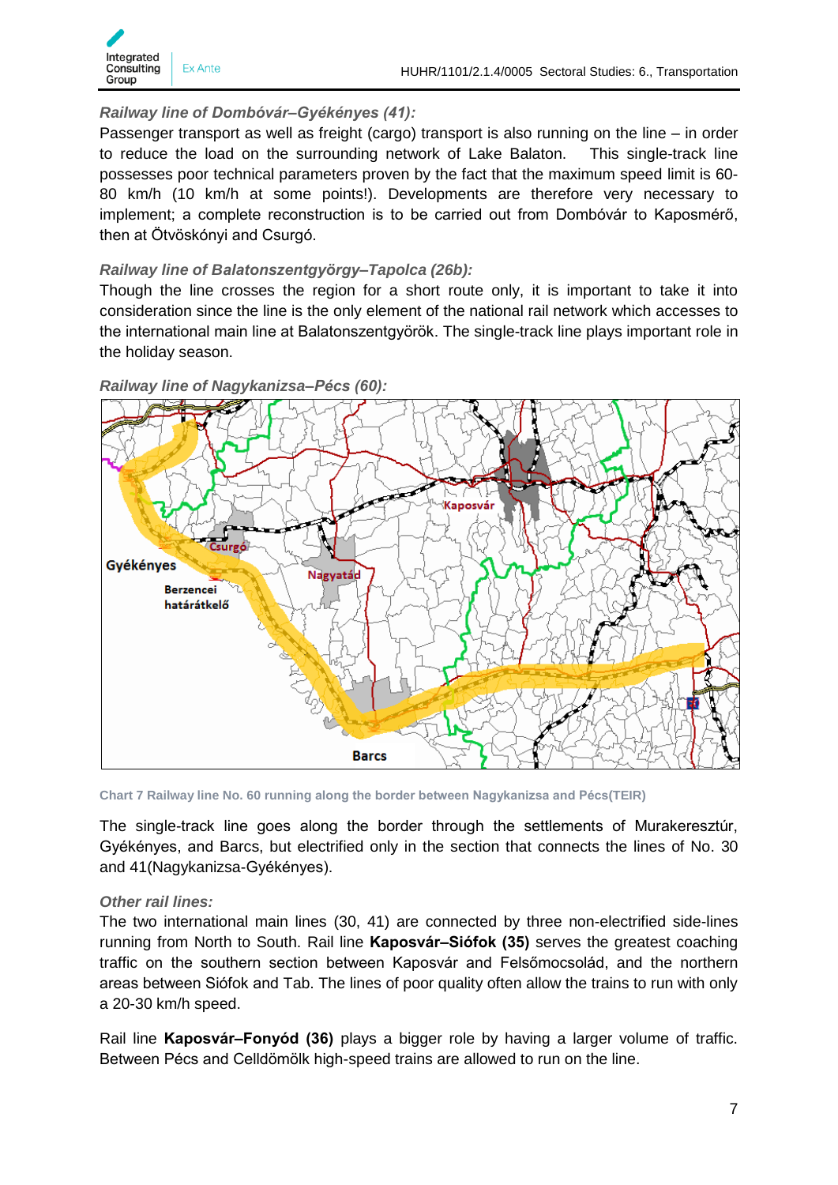*Railway line of Dombóvár–Gyékényes (41):*

Passenger transport as well as freight (cargo) transport is also running on the line – in order to reduce the load on the surrounding network of Lake Balaton. This single-track line possesses poor technical parameters proven by the fact that the maximum speed limit is 60-80 km/h (10 km/h at some points!). Developments are therefore very necessary to implement; a complete reconstruction is to be carried out from Dombóvár to Kaposmérő, then at Ötvöskónyi and Csurgó.

*Railway line of Balatonszentgyörgy–Tapolca (26b):*

Though the line crosses the region for a short route only, it is important to take it into consideration since the line is the only element of the national rail network which accesses to the international main line at Balatonszentgyörök. The single-track line plays important role in the holiday season.

*Railway line of Nagykanizsa–Pécs (60):*

Chart 7 Railway line No. 60 running along the border between Nagykanizsa and Pécs(TEIR)

The single-track line goes along the border through the settlements of Murakeresztúr, Gyékényes, and Barcs, but electrified only in the section that connects the lines of No. 30 and 41(Nagykanizsa-Gyékényes).

*Other rail lines:*

The two international main lines (30, 41) are connected by three non-electrified side-lines running from North to South. Rail line **Kaposvár–Siófok (35)** serves the greatest coaching traffic on the southern section between Kaposvár and Felsőmocsolád, and the northern areas between Siófok and Tab. The lines of poor quality often allow the trains to run with only a 20-30 km/h speed.

Rail line **Kaposvár–Fonyód (36)** plays a bigger role by having a larger volume of traffic. Between Pécs and Celldömölk high-speed trains are allowed to run on the line.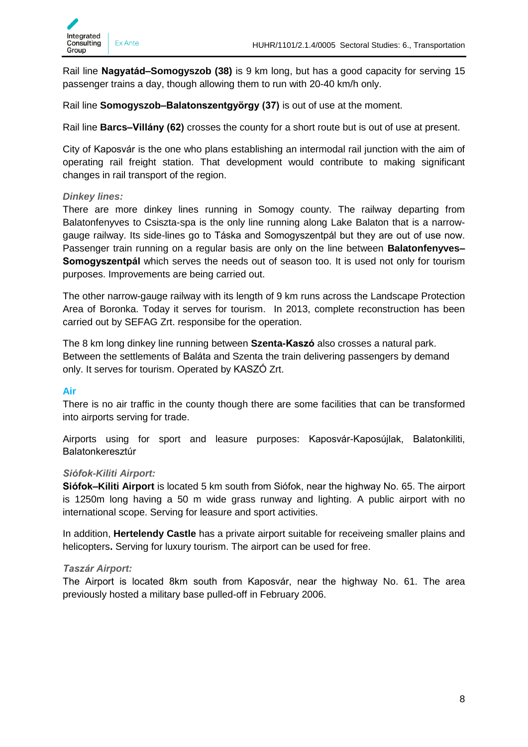Rail line **Nagyatád–Somogyszob (38)** is 9 km long, but has a good capacity for serving 15 passenger trains a day, though allowing them to run with 20-40 km/h only.

Rail line **Somogyszob–Balatonszentgyörgy (37)** is out of use at the moment.

Rail line **Barcs–Villány (62)** crosses the county for a short route but is out of use at present.

City of Kaposvár is the one who plans establishing an intermodal rail junction with the aim of operating rail freight station. That development would contribute to making significant changes in rail transport of the region.

#### *Dinkey lines:*

There are more dinkey lines running in Somogy county. The railway departing from Balatonfenyves to Csiszta-spa is the only line running along Lake Balaton that is a narrow-gauge railway. Its side-lines go to Táska and Somogyszentpál but they are out of use now. Passenger train running on a regular basis are only on the line between **Balatonfenyves–Somogyszentpál** which serves the needs out of season too. It is used not only for tourism purposes. Improvements are being carried out.

The other narrow-gauge railway with its length of 9 km runs across the Landscape Protection Area of Boronka. Today it serves for tourism. In 2013, complete reconstruction has been carried out by SEFAG Zrt. responsibe for the operation.

The 8 km long dinkey line running between **Szenta-Kaszó** also crosses a natural park. Between the settlements of Baláta and Szenta the train delivering passengers by demand only. It serves for tourism. Operated by KASZÓ Zrt.

### Air

There is no air traffic in the county though there are some facilities that can be transformed into airports serving for trade.

Airports using for sport and leasure purposes: Kaposvár-Kaposújlak, Balatonkiliti, Balatonkeresztúr

#### *Siófok-Kiliti Airport:*

**Siófok–Kiliti Airport** is located 5 km south from Siófok, near the highway No. 65. The airport is 1250m long having a 50 m wide grass runway and lighting. A public airport with no international scope. Serving for leasure and sport activities.

In addition, **Hertelendy Castle** has a private airport suitable for receiveing smaller plains and helicopters**.** Serving for luxury tourism. The airport can be used for free.

#### *Taszár Airport:*

The Airport is located 8km south from Kaposvár, near the highway No. 61. The area previously hosted a military base pulled-off in February 2006.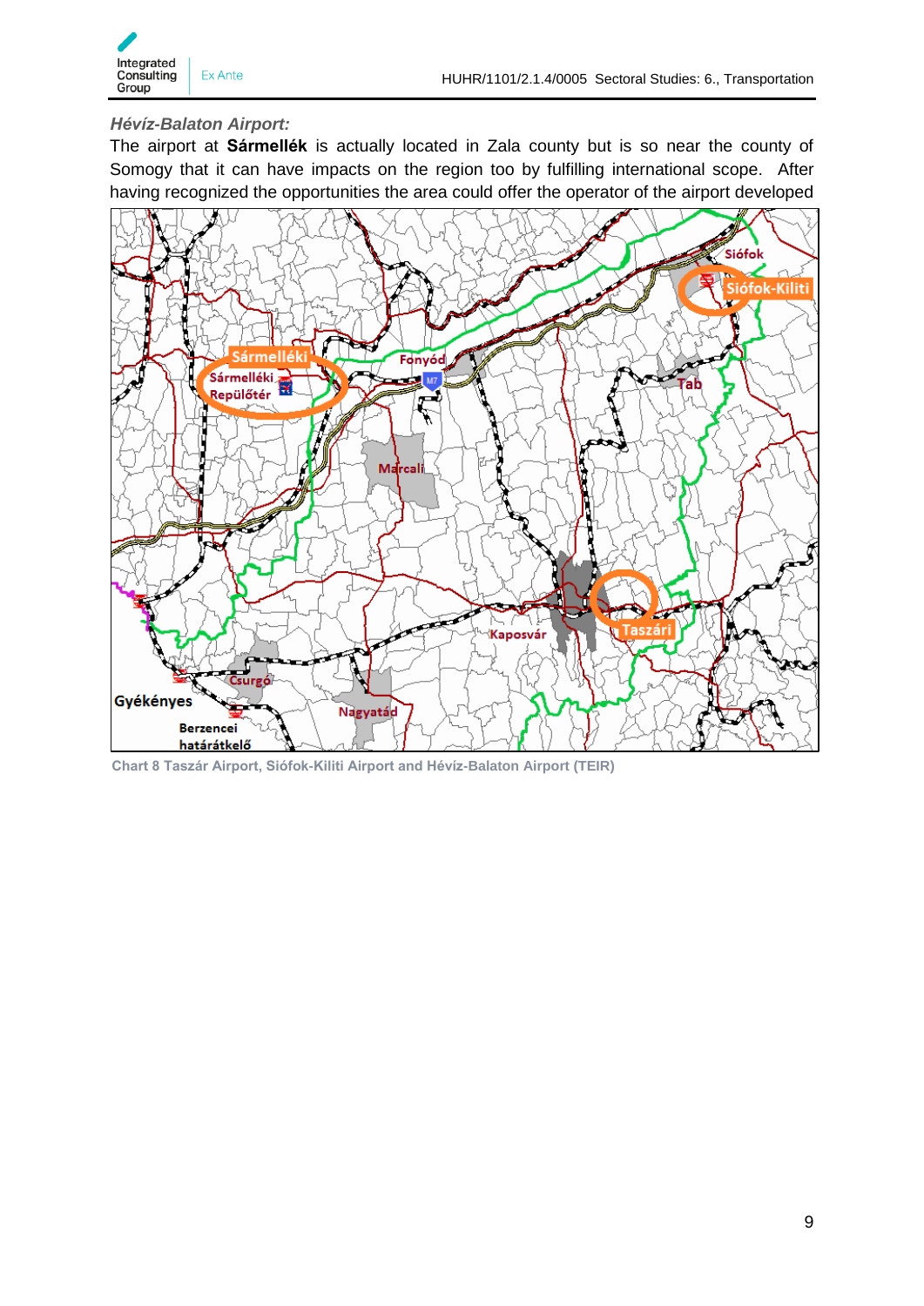***Hévíz-Balaton Airport:***

The airport at **Sármellék** is actually located in Zala county but is so near the county of Somogy that it can have impacts on the region too by fulfilling international scope. After having recognized the opportunities the area could offer the operator of the airport developed

Chart 8 Taszár Airport, Siófok-Kiliti Airport and Hévíz-Balaton Airport (TEIR)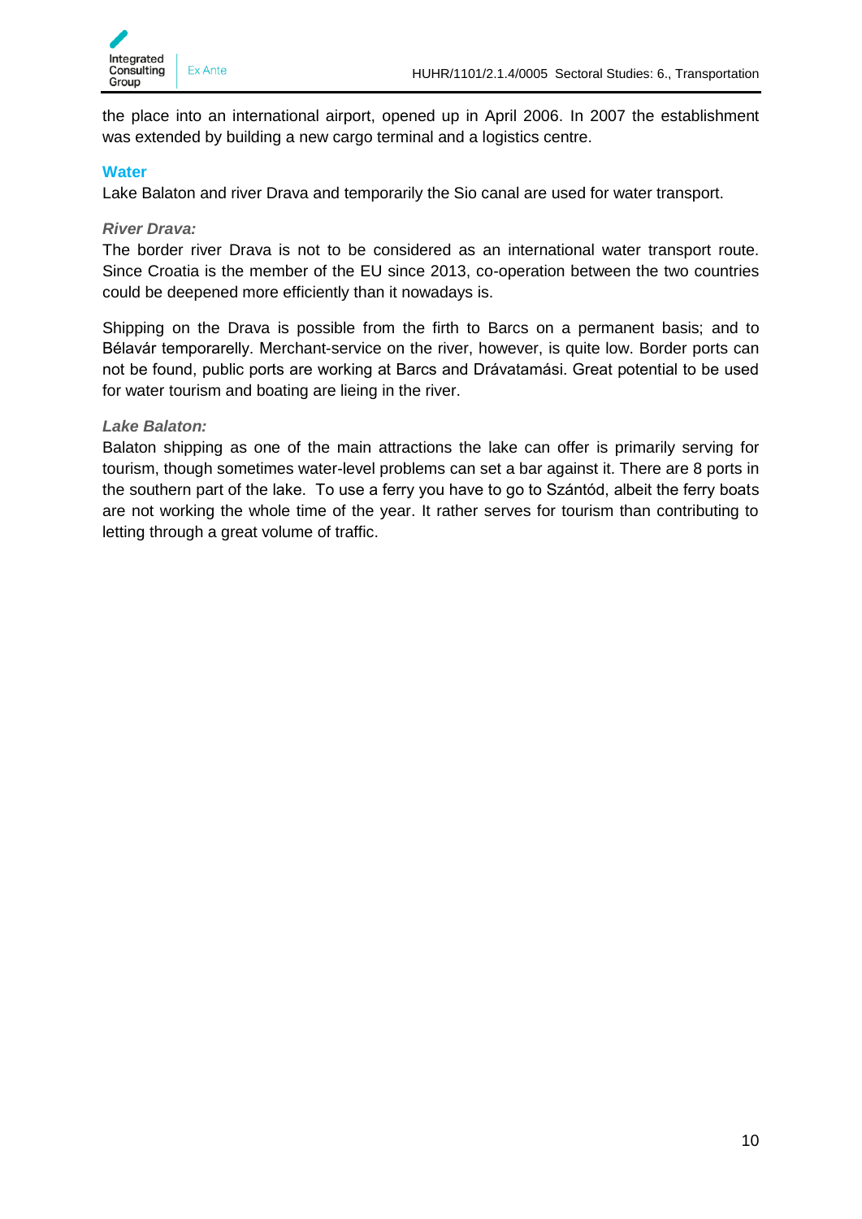the place into an international airport, opened up in April 2006. In 2007 the establishment was extended by building a new cargo terminal and a logistics centre.

## Water

Lake Balaton and river Drava and temporarily the Sio canal are used for water transport.

### *River Drava:*

The border river Drava is not to be considered as an international water transport route. Since Croatia is the member of the EU since 2013, co-operation between the two countries could be deepened more efficiently than it nowadays is.

Shipping on the Drava is possible from the firth to Barcs on a permanent basis; and to Bélavár temporarelly. Merchant-service on the river, however, is quite low. Border ports can not be found, public ports are working at Barcs and Drávatamási. Great potential to be used for water tourism and boating are lieing in the river.

### *Lake Balaton:*

Balaton shipping as one of the main attractions the lake can offer is primarily serving for tourism, though sometimes water-level problems can set a bar against it. There are 8 ports in the southern part of the lake. To use a ferry you have to go to Szántód, albeit the ferry boats are not working the whole time of the year. It rather serves for tourism than contributing to letting through a great volume of traffic.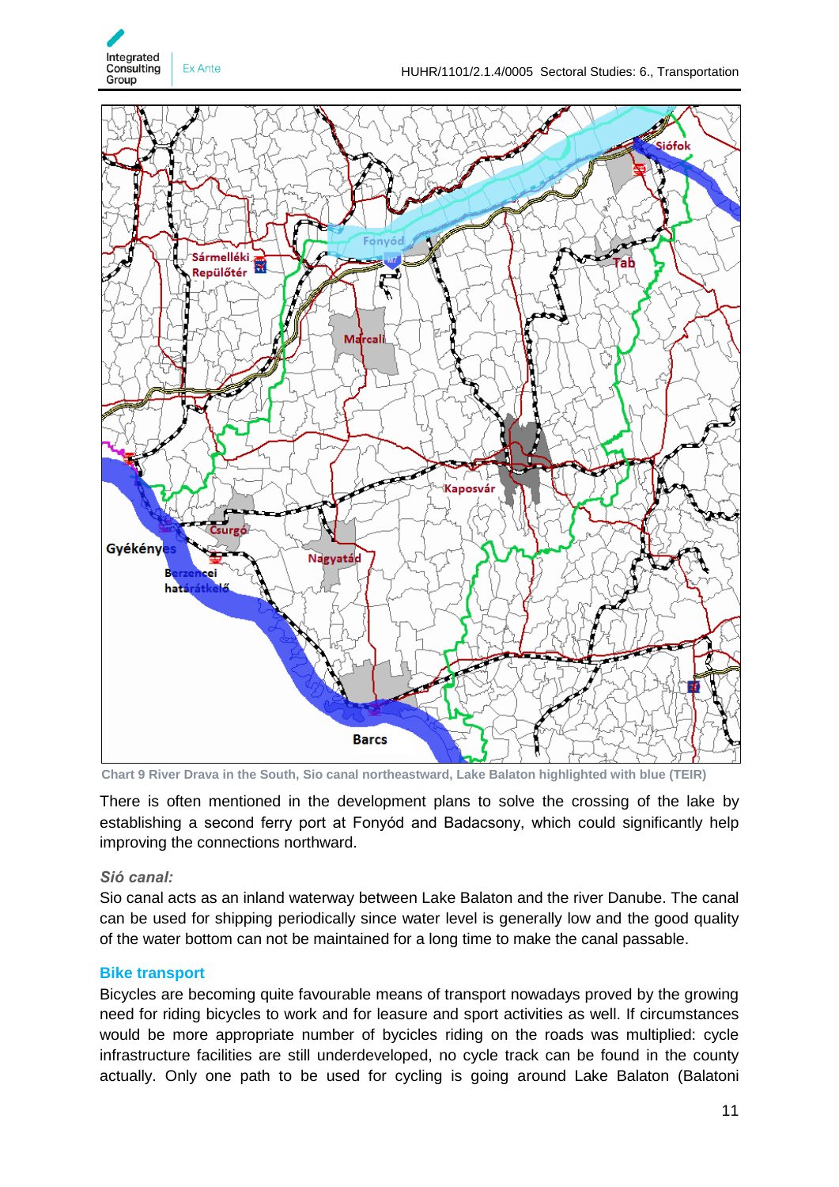Chart 9 River Drava in the South, Sio canal northeastward, Lake Balaton highlighted with blue (TEIR)

There is often mentioned in the development plans to solve the crossing of the lake by establishing a second ferry port at Fonyód and Badacsony, which could significantly help improving the connections northward.

*Sió canal:*

Sio canal acts as an inland waterway between Lake Balaton and the river Danube. The canal can be used for shipping periodically since water level is generally low and the good quality of the water bottom can not be maintained for a long time to make the canal passable.

## Bike transport

Bicycles are becoming quite favourable means of transport nowadays proved by the growing need for riding bicycles to work and for leasure and sport activities as well. If circumstances would be more appropriate number of bycicles riding on the roads was multiplied: cycle infrastructure facilities are still underdeveloped, no cycle track can be found in the county actually. Only one path to be used for cycling is going around Lake Balaton (Balatoni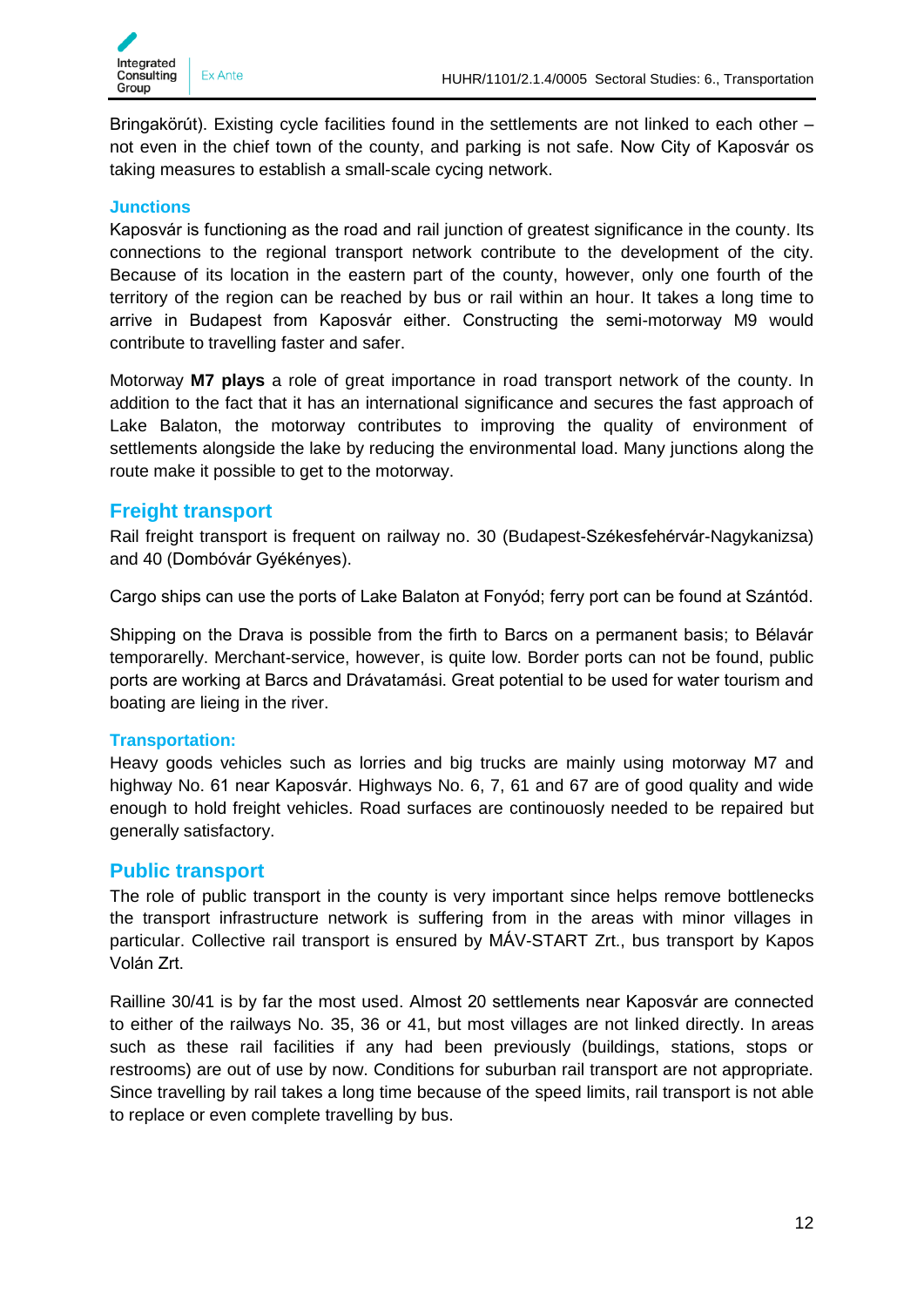Bringakörút). Existing cycle facilities found in the settlements are not linked to each other – not even in the chief town of the county, and parking is not safe. Now City of Kaposvár os taking measures to establish a small-scale cycing network.

### Junctions

Kaposvár is functioning as the road and rail junction of greatest significance in the county. Its connections to the regional transport network contribute to the development of the city. Because of its location in the eastern part of the county, however, only one fourth of the territory of the region can be reached by bus or rail within an hour. It takes a long time to arrive in Budapest from Kaposvár either. Constructing the semi-motorway M9 would contribute to travelling faster and safer.

Motorway **M7 plays** a role of great importance in road transport network of the county. In addition to the fact that it has an international significance and secures the fast approach of Lake Balaton, the motorway contributes to improving the quality of environment of settlements alongside the lake by reducing the environmental load. Many junctions along the route make it possible to get to the motorway.

## Freight transport

Rail freight transport is frequent on railway no. 30 (Budapest-Székesfehérvár-Nagykanizsa) and 40 (Dombóvár Gyékényes).

Cargo ships can use the ports of Lake Balaton at Fonyód; ferry port can be found at Szántód.

Shipping on the Drava is possible from the firth to Barcs on a permanent basis; to Bélavár temporarelly. Merchant-service, however, is quite low. Border ports can not be found, public ports are working at Barcs and Drávatamási. Great potential to be used for water tourism and boating are lieing in the river.

### Transportation:

Heavy goods vehicles such as lorries and big trucks are mainly using motorway M7 and highway No. 61 near Kaposvár. Highways No. 6, 7, 61 and 67 are of good quality and wide enough to hold freight vehicles. Road surfaces are continouosly needed to be repaired but generally satisfactory.

## Public transport

The role of public transport in the county is very important since helps remove bottlenecks the transport infrastructure network is suffering from in the areas with minor villages in particular. Collective rail transport is ensured by MÁV-START Zrt., bus transport by Kapos Volán Zrt.

Railline 30/41 is by far the most used. Almost 20 settlements near Kaposvár are connected to either of the railways No. 35, 36 or 41, but most villages are not linked directly. In areas such as these rail facilities if any had been previously (buildings, stations, stops or restrooms) are out of use by now. Conditions for suburban rail transport are not appropriate. Since travelling by rail takes a long time because of the speed limits, rail transport is not able to replace or even complete travelling by bus.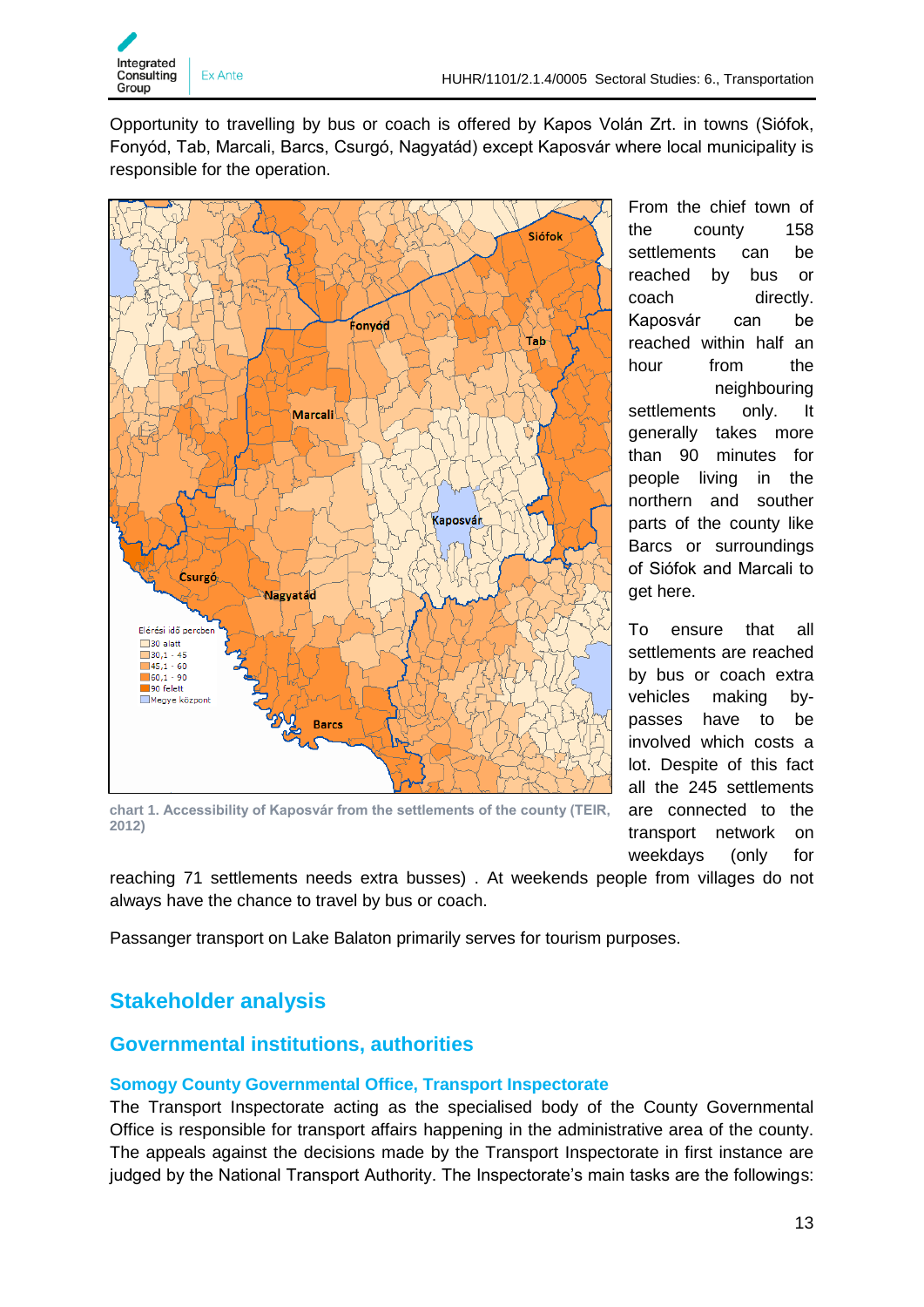Opportunity to travelling by bus or coach is offered by Kapos Volán Zrt. in towns (Siófok, Fonyód, Tab, Marcali, Barcs, Csurgó, Nagyatád) except Kaposvár where local municipality is responsible for the operation.

chart 1. Accessibility of Kaposvár from the settlements of the county (TEIR, 2012)

From the chief town of the county 158 settlements can be reached by bus or coach directly. Kaposvár can be reached within half an hour from the neighbouring settlements only. It generally takes more than 90 minutes for people living in the northern and souther parts of the county like Barcs or surroundings of Siófok and Marcali to get here.

To ensure that all settlements are reached by bus or coach extra vehicles making by-passes have to be involved which costs a lot. Despite of this fact all the 245 settlements are connected to the transport network on weekdays (only for reaching 71 settlements needs extra busses) . At weekends people from villages do not always have the chance to travel by bus or coach.

Passanger transport on Lake Balaton primarily serves for tourism purposes.

# Stakeholder analysis

## Governmental institutions, authorities

### Somogy County Governmental Office, Transport Inspectorate

The Transport Inspectorate acting as the specialised body of the County Governmental Office is responsible for transport affairs happening in the administrative area of the county. The appeals against the decisions made by the Transport Inspectorate in first instance are judged by the National Transport Authority. The Inspectorate's main tasks are the followings: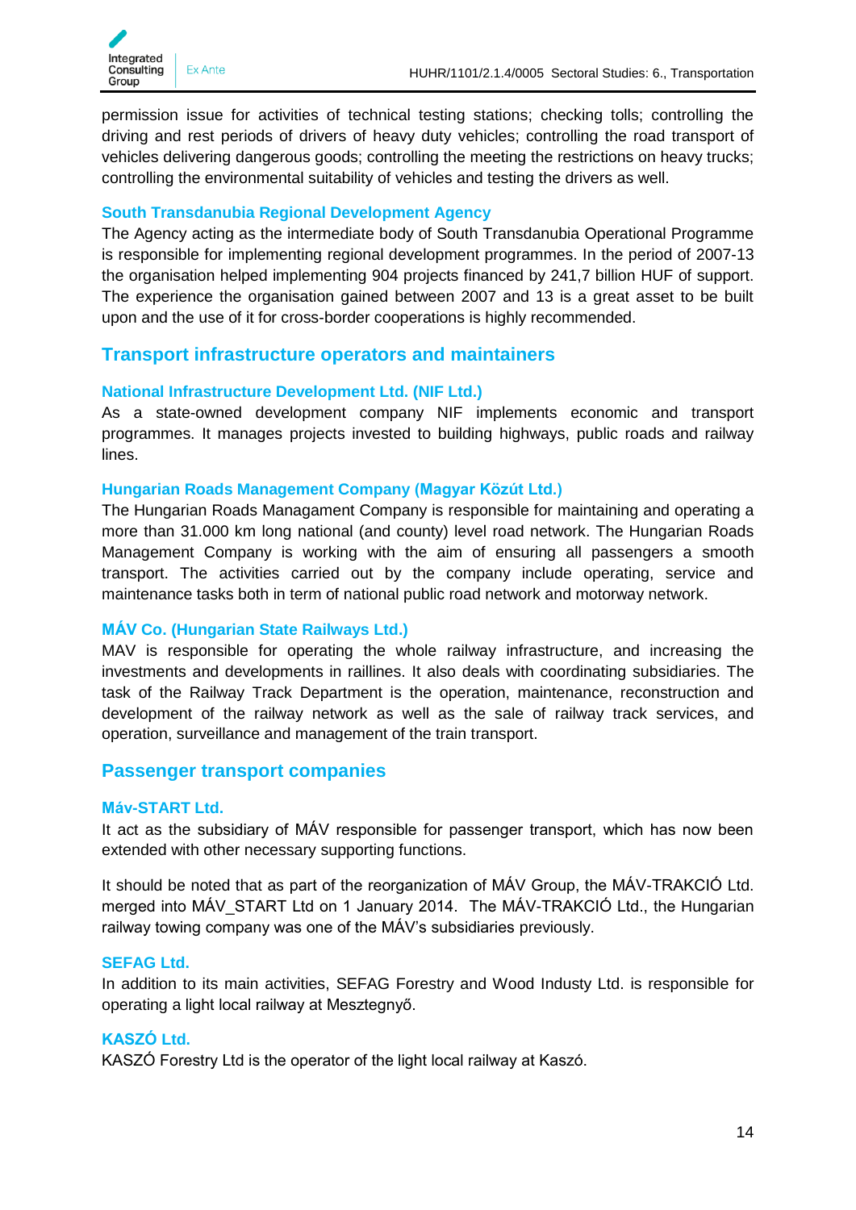permission issue for activities of technical testing stations; checking tolls; controlling the driving and rest periods of drivers of heavy duty vehicles; controlling the road transport of vehicles delivering dangerous goods; controlling the meeting the restrictions on heavy trucks; controlling the environmental suitability of vehicles and testing the drivers as well.

### South Transdanubia Regional Development Agency

The Agency acting as the intermediate body of South Transdanubia Operational Programme is responsible for implementing regional development programmes. In the period of 2007-13 the organisation helped implementing 904 projects financed by 241,7 billion HUF of support. The experience the organisation gained between 2007 and 13 is a great asset to be built upon and the use of it for cross-border cooperations is highly recommended.

## Transport infrastructure operators and maintainers

### National Infrastructure Development Ltd. (NIF Ltd.)

As a state-owned development company NIF implements economic and transport programmes. It manages projects invested to building highways, public roads and railway lines.

### Hungarian Roads Management Company (Magyar Közút Ltd.)

The Hungarian Roads Managament Company is responsible for maintaining and operating a more than 31.000 km long national (and county) level road network. The Hungarian Roads Management Company is working with the aim of ensuring all passengers a smooth transport. The activities carried out by the company include operating, service and maintenance tasks both in term of national public road network and motorway network.

### MÁV Co. (Hungarian State Railways Ltd.)

MAV is responsible for operating the whole railway infrastructure, and increasing the investments and developments in raillines. It also deals with coordinating subsidiaries. The task of the Railway Track Department is the operation, maintenance, reconstruction and development of the railway network as well as the sale of railway track services, and operation, surveillance and management of the train transport.

## Passenger transport companies

### Máv-START Ltd.

It act as the subsidiary of MÁV responsible for passenger transport, which has now been extended with other necessary supporting functions.

It should be noted that as part of the reorganization of MÁV Group, the MÁV-TRAKCIÓ Ltd. merged into MÁV_START Ltd on 1 January 2014. The MÁV-TRAKCIÓ Ltd., the Hungarian railway towing company was one of the MÁV's subsidiaries previously.

### SEFAG Ltd.

In addition to its main activities, SEFAG Forestry and Wood Industy Ltd. is responsible for operating a light local railway at Mesztegnyő.

### KASZÓ Ltd.

KASZÓ Forestry Ltd is the operator of the light local railway at Kaszó.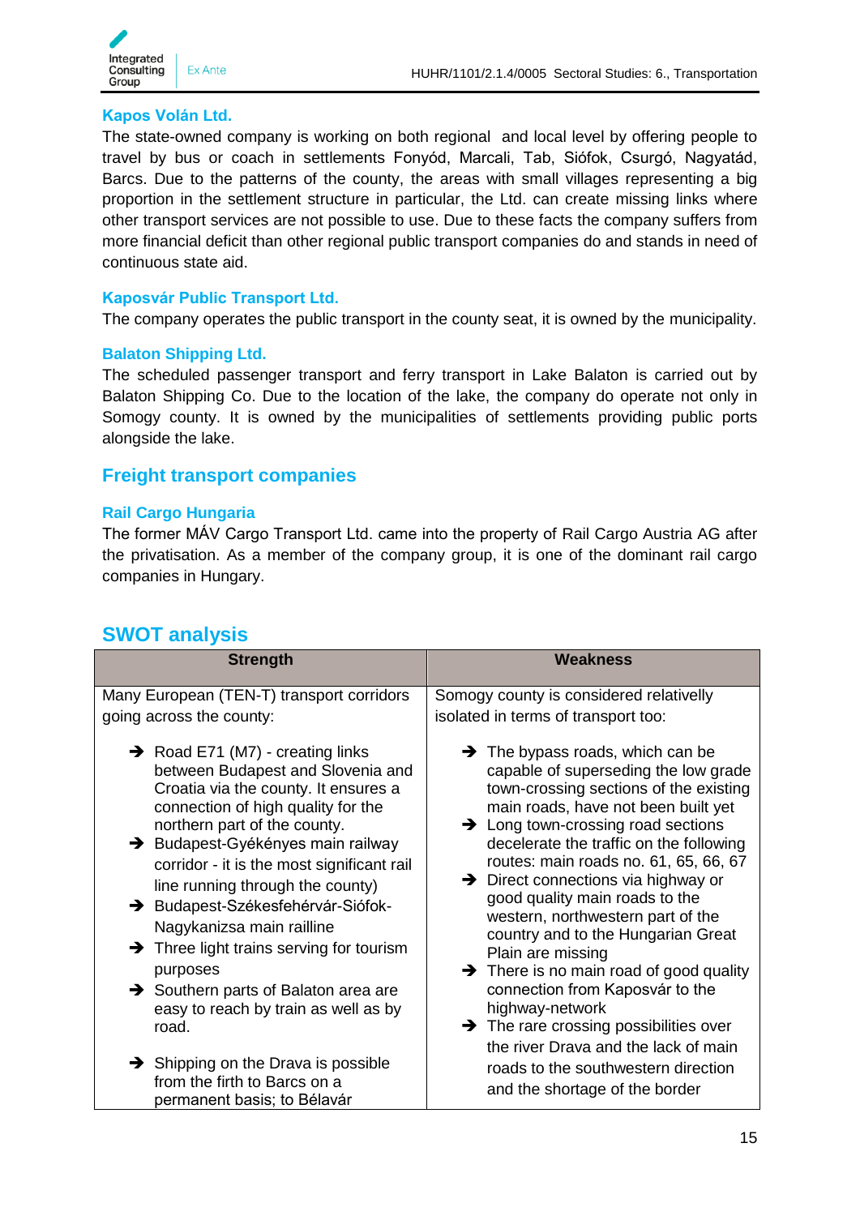### Kapos Volán Ltd.

The state-owned company is working on both regional and local level by offering people to travel by bus or coach in settlements Fonyód, Marcali, Tab, Siófok, Csurgó, Nagyatád, Barcs. Due to the patterns of the county, the areas with small villages representing a big proportion in the settlement structure in particular, the Ltd. can create missing links where other transport services are not possible to use. Due to these facts the company suffers from more financial deficit than other regional public transport companies do and stands in need of continuous state aid.

### Kaposvár Public Transport Ltd.

The company operates the public transport in the county seat, it is owned by the municipality.

### Balaton Shipping Ltd.

The scheduled passenger transport and ferry transport in Lake Balaton is carried out by Balaton Shipping Co. Due to the location of the lake, the company do operate not only in Somogy county. It is owned by the municipalities of settlements providing public ports alongside the lake.

## Freight transport companies

### Rail Cargo Hungaria

The former MÁV Cargo Transport Ltd. came into the property of Rail Cargo Austria AG after the privatisation. As a member of the company group, it is one of the dominant rail cargo companies in Hungary.

## SWOT analysis

| Strength | Weakness |
| --- | --- |
| Many European (TEN-T) transport corridors going across the county:<br><br>➔ Road E71 (M7) - creating links between Budapest and Slovenia and Croatia via the county. It ensures a connection of high quality for the northern part of the county.<br>➔ Budapest-Gyékényes main railway corridor - it is the most significant rail line running through the county)<br>➔ Budapest-Székesfehérvár-Siófok-Nagykanizsa main railline<br>➔ Three light trains serving for tourism purposes<br>➔ Southern parts of Balaton area are easy to reach by train as well as by road.<br><br>➔ Shipping on the Drava is possible from the firth to Barcs on a permanent basis; to Bélavár | Somogy county is considered relativelly isolated in terms of transport too:<br><br>➔ The bypass roads, which can be capable of superseding the low grade town-crossing sections of the existing main roads, have not been built yet<br>➔ Long town-crossing road sections decelerate the traffic on the following routes: main roads no. 61, 65, 66, 67<br>➔ Direct connections via highway or good quality main roads to the western, northwestern part of the country and to the Hungarian Great Plain are missing<br>➔ There is no main road of good quality connection from Kaposvár to the highway-network<br>➔ The rare crossing possibilities over the river Drava and the lack of main roads to the southwestern direction and the shortage of the border |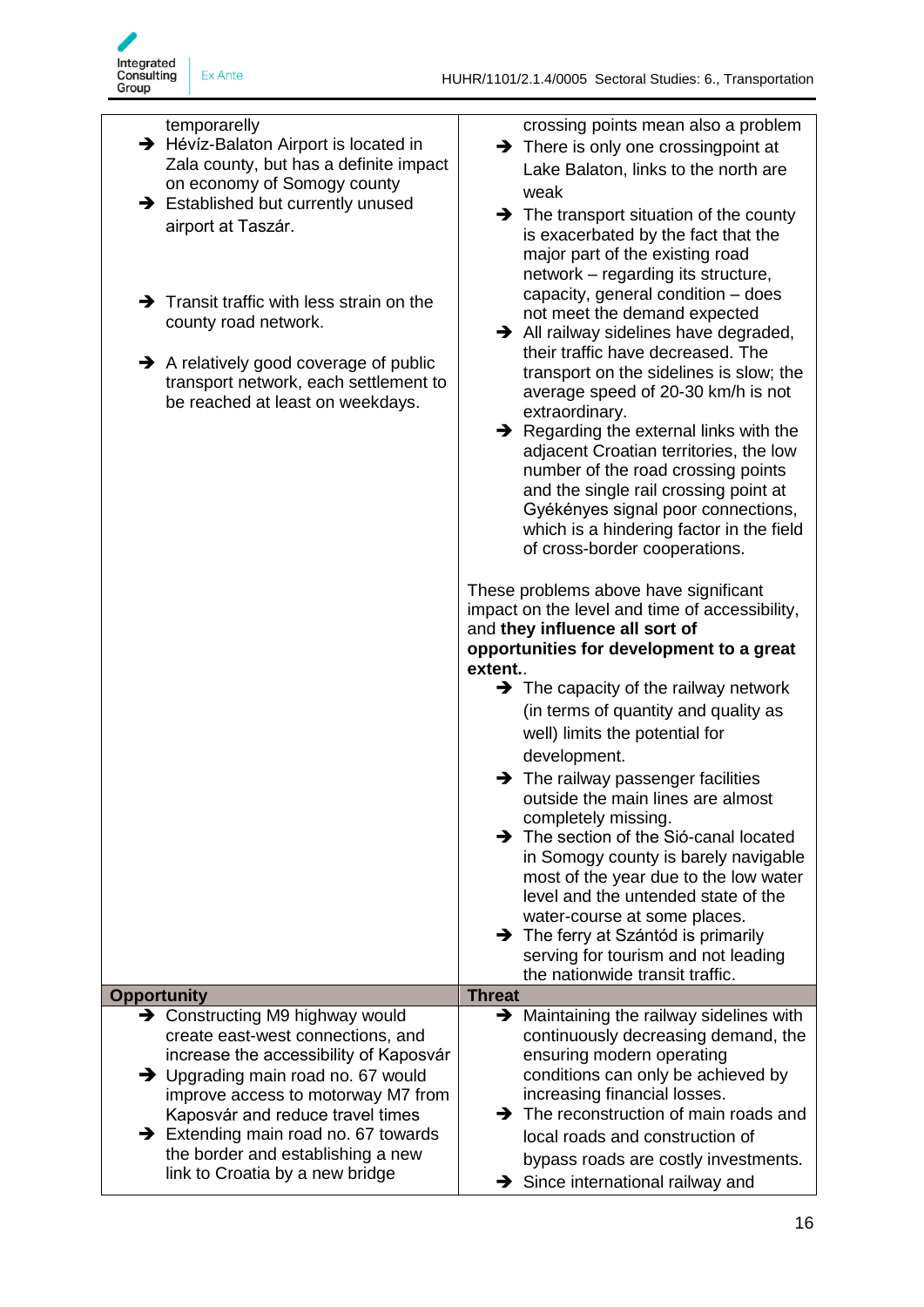| | |
|---|---|
| temporarelly<br>➔ Hévíz-Balaton Airport is located in Zala county, but has a definite impact on economy of Somogy county<br>➔ Established but currently unused airport at Taszár.<br><br>➔ Transit traffic with less strain on the county road network.<br><br>➔ A relatively good coverage of public transport network, each settlement to be reached at least on weekdays. | crossing points mean also a problem<br>➔ There is only one crossingpoint at Lake Balaton, links to the north are weak<br>➔ The transport situation of the county is exacerbated by the fact that the major part of the existing road network – regarding its structure, capacity, general condition – does not meet the demand expected<br>➔ All railway sidelines have degraded, their traffic have decreased. The transport on the sidelines is slow; the average speed of 20-30 km/h is not extraordinary.<br>➔ Regarding the external links with the adjacent Croatian territories, the low number of the road crossing points and the single rail crossing point at Gyékényes signal poor connections, which is a hindering factor in the field of cross-border cooperations.<br><br>These problems above have significant impact on the level and time of accessibility, and **they influence all sort of opportunities for development to a great extent.**.<br>➔ The capacity of the railway network (in terms of quantity and quality as well) limits the potential for development.<br>➔ The railway passenger facilities outside the main lines are almost completely missing.<br>➔ The section of the Sió-canal located in Somogy county is barely navigable most of the year due to the low water level and the untended state of the water-course at some places.<br>➔ The ferry at Szántód is primarily serving for tourism and not leading the nationwide transit traffic. |
| **Opportunity** | **Threat** |
| ➔ Constructing M9 highway would create east-west connections, and increase the accessibility of Kaposvár<br>➔ Upgrading main road no. 67 would improve access to motorway M7 from Kaposvár and reduce travel times<br>➔ Extending main road no. 67 towards the border and establishing a new link to Croatia by a new bridge | ➔ Maintaining the railway sidelines with continuously decreasing demand, the ensuring modern operating conditions can only be achieved by increasing financial losses.<br>➔ The reconstruction of main roads and local roads and construction of bypass roads are costly investments.<br>➔ Since international railway and |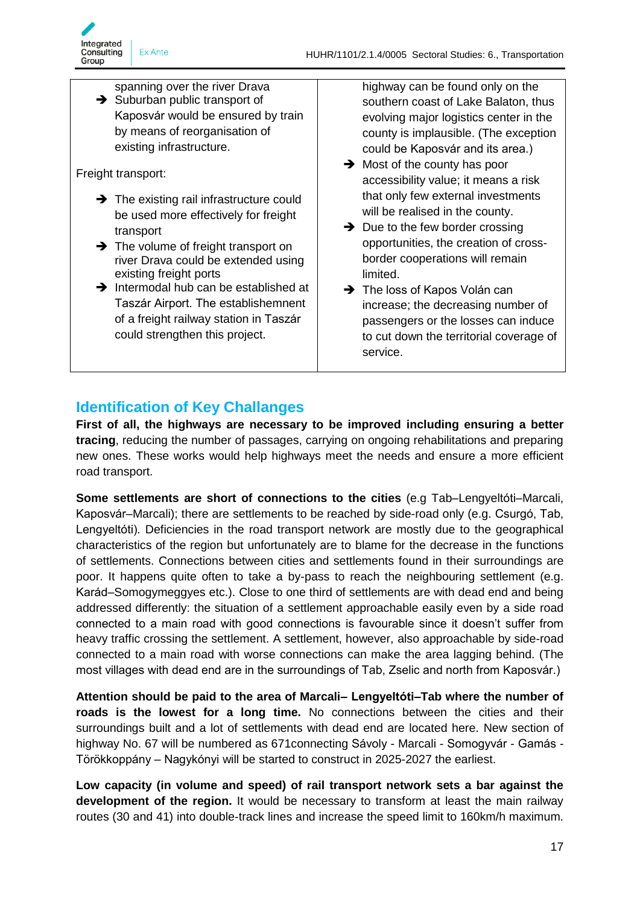| | |
|---|---|
| spanning over the river Drava<br>➔ Suburban public transport of Kaposvár would be ensured by train by means of reorganisation of existing infrastructure.<br><br>Freight transport:<br><br>➔ The existing rail infrastructure could be used more effectively for freight transport<br>➔ The volume of freight transport on river Drava could be extended using existing freight ports<br>➔ Intermodal hub can be established at Taszár Airport. The establishemnent of a freight railway station in Taszár could strengthen this project. | highway can be found only on the southern coast of Lake Balaton, thus evolving major logistics center in the county is implausible. (The exception could be Kaposvár and its area.)<br>➔ Most of the county has poor accessibility value; it means a risk that only few external investments will be realised in the county.<br>➔ Due to the few border crossing opportunities, the creation of cross-border cooperations will remain limited.<br>➔ The loss of Kapos Volán can increase; the decreasing number of passengers or the losses can induce to cut down the territorial coverage of service. |

## Identification of Key Challanges

**First of all, the highways are necessary to be improved including ensuring a better tracing**, reducing the number of passages, carrying on ongoing rehabilitations and preparing new ones. These works would help highways meet the needs and ensure a more efficient road transport.

**Some settlements are short of connections to the cities** (e.g Tab–Lengyeltóti–Marcali, Kaposvár–Marcali); there are settlements to be reached by side-road only (e.g. Csurgó, Tab, Lengyeltóti). Deficiencies in the road transport network are mostly due to the geographical characteristics of the region but unfortunately are to blame for the decrease in the functions of settlements. Connections between cities and settlements found in their surroundings are poor. It happens quite often to take a by-pass to reach the neighbouring settlement (e.g. Karád–Somogymeggyes etc.). Close to one third of settlements are with dead end and being addressed differently: the situation of a settlement approachable easily even by a side road connected to a main road with good connections is favourable since it doesn't suffer from heavy traffic crossing the settlement. A settlement, however, also approachable by side-road connected to a main road with worse connections can make the area lagging behind. (The most villages with dead end are in the surroundings of Tab, Zselic and north from Kaposvár.)

**Attention should be paid to the area of Marcali– Lengyeltóti–Tab where the number of roads is the lowest for a long time.** No connections between the cities and their surroundings built and a lot of settlements with dead end are located here. New section of highway No. 67 will be numbered as 671connecting Sávoly - Marcali - Somogyvár - Gamás - Törökkoppány – Nagykónyi will be started to construct in 2025-2027 the earliest.

**Low capacity (in volume and speed) of rail transport network sets a bar against the development of the region.** It would be necessary to transform at least the main railway routes (30 and 41) into double-track lines and increase the speed limit to 160km/h maximum.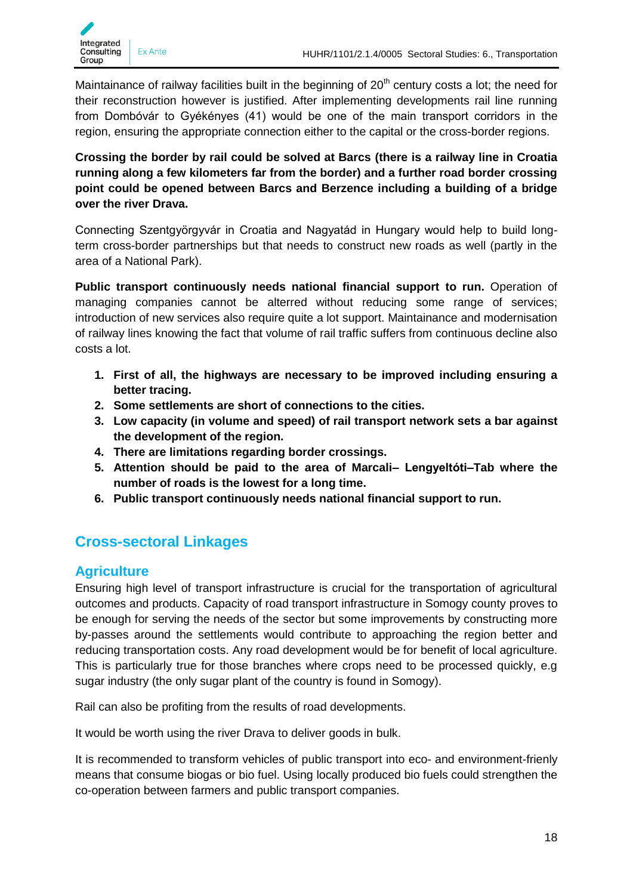Maintainance of railway facilities built in the beginning of 20th century costs a lot; the need for their reconstruction however is justified. After implementing developments rail line running from Dombóvár to Gyékényes (41) would be one of the main transport corridors in the region, ensuring the appropriate connection either to the capital or the cross-border regions.

**Crossing the border by rail could be solved at Barcs (there is a railway line in Croatia running along a few kilometers far from the border) and a further road border crossing point could be opened between Barcs and Berzence including a building of a bridge over the river Drava.**

Connecting Szentgyörgyvár in Croatia and Nagyatád in Hungary would help to build long-term cross-border partnerships but that needs to construct new roads as well (partly in the area of a National Park).

**Public transport continuously needs national financial support to run.** Operation of managing companies cannot be alterred without reducing some range of services; introduction of new services also require quite a lot support. Maintainance and modernisation of railway lines knowing the fact that volume of rail traffic suffers from continuous decline also costs a lot.

1. **First of all, the highways are necessary to be improved including ensuring a better tracing.**
2. **Some settlements are short of connections to the cities.**
3. **Low capacity (in volume and speed) of rail transport network sets a bar against the development of the region.**
4. **There are limitations regarding border crossings.**
5. **Attention should be paid to the area of Marcali– Lengyeltóti–Tab where the number of roads is the lowest for a long time.**
6. **Public transport continuously needs national financial support to run.**

## Cross-sectoral Linkages

### Agriculture

Ensuring high level of transport infrastructure is crucial for the transportation of agricultural outcomes and products. Capacity of road transport infrastructure in Somogy county proves to be enough for serving the needs of the sector but some improvements by constructing more by-passes around the settlements would contribute to approaching the region better and reducing transportation costs. Any road development would be for benefit of local agriculture. This is particularly true for those branches where crops need to be processed quickly, e.g sugar industry (the only sugar plant of the country is found in Somogy).

Rail can also be profiting from the results of road developments.

It would be worth using the river Drava to deliver goods in bulk.

It is recommended to transform vehicles of public transport into eco- and environment-frienly means that consume biogas or bio fuel. Using locally produced bio fuels could strengthen the co-operation between farmers and public transport companies.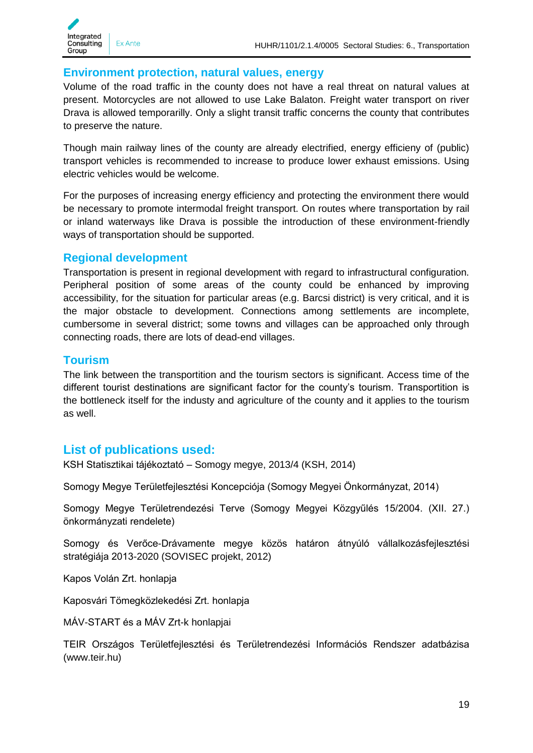## Environment protection, natural values, energy

Volume of the road traffic in the county does not have a real threat on natural values at present. Motorcycles are not allowed to use Lake Balaton. Freight water transport on river Drava is allowed temporarilly. Only a slight transit traffic concerns the county that contributes to preserve the nature.

Though main railway lines of the county are already electrified, energy efficieny of (public) transport vehicles is recommended to increase to produce lower exhaust emissions. Using electric vehicles would be welcome.

For the purposes of increasing energy efficiency and protecting the environment there would be necessary to promote intermodal freight transport. On routes where transportation by rail or inland waterways like Drava is possible the introduction of these environment-friendly ways of transportation should be supported.

## Regional development

Transportation is present in regional development with regard to infrastructural configuration. Peripheral position of some areas of the county could be enhanced by improving accessibility, for the situation for particular areas (e.g. Barcsi district) is very critical, and it is the major obstacle to development. Connections among settlements are incomplete, cumbersome in several district; some towns and villages can be approached only through connecting roads, there are lots of dead-end villages.

## Tourism

The link between the transportition and the tourism sectors is significant. Access time of the different tourist destinations are significant factor for the county's tourism. Transportition is the bottleneck itself for the industy and agriculture of the county and it applies to the tourism as well.

## List of publications used:

KSH Statisztikai tájékoztató – Somogy megye, 2013/4 (KSH, 2014)

Somogy Megye Területfejlesztési Koncepciója (Somogy Megyei Önkormányzat, 2014)

Somogy Megye Területrendezési Terve (Somogy Megyei Közgyűlés 15/2004. (XII. 27.) önkormányzati rendelete)

Somogy és Verőce-Drávamente megye közös határon átnyúló vállalkozásfejlesztési stratégiája 2013-2020 (SOVISEC projekt, 2012)

Kapos Volán Zrt. honlapja

Kaposvári Tömegközlekedési Zrt. honlapja

MÁV-START és a MÁV Zrt-k honlapjai

TEIR Országos Területfejlesztési és Területrendezési Információs Rendszer adatbázisa (www.teir.hu)